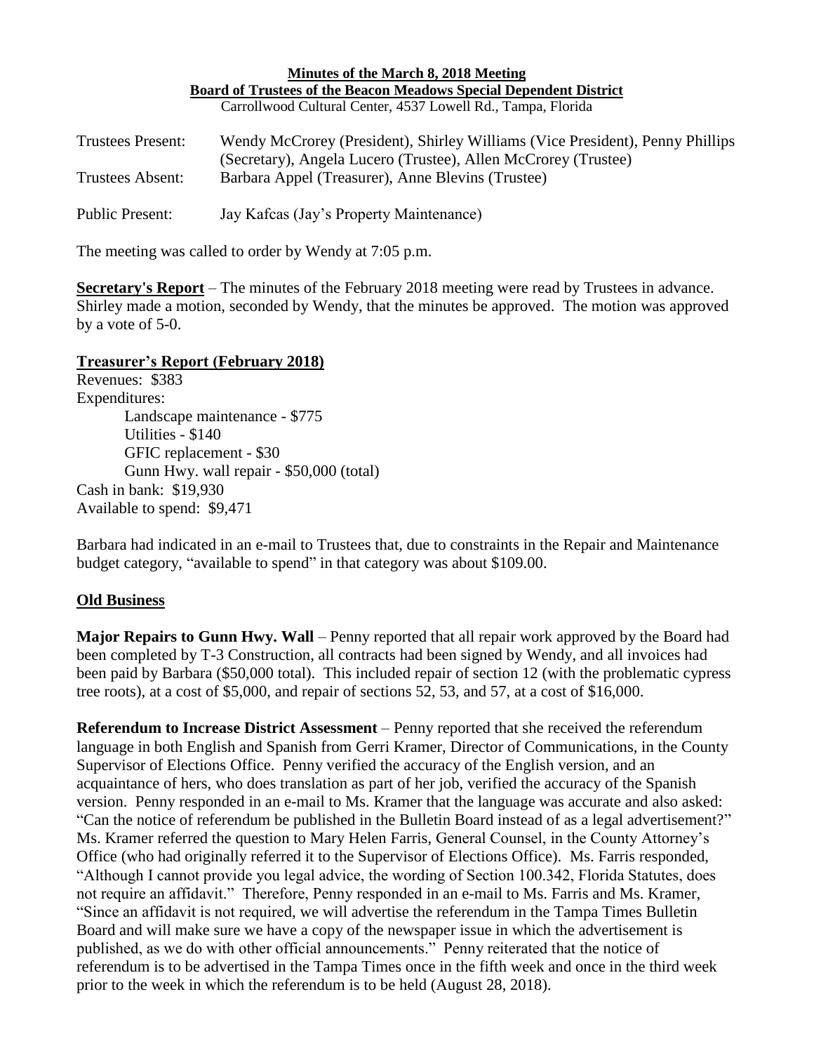**Minutes of the March 8, 2018 Meeting**
**Board of Trustees of the Beacon Meadows Special Dependent District**
Carrollwood Cultural Center, 4537 Lowell Rd., Tampa, Florida

Trustees Present: Wendy McCrorey (President), Shirley Williams (Vice President), Penny Phillips (Secretary), Angela Lucero (Trustee), Allen McCrorey (Trustee)
Trustees Absent: Barbara Appel (Treasurer), Anne Blevins (Trustee)

Public Present: Jay Kafcas (Jay's Property Maintenance)

The meeting was called to order by Wendy at 7:05 p.m.

**Secretary's Report** – The minutes of the February 2018 meeting were read by Trustees in advance. Shirley made a motion, seconded by Wendy, that the minutes be approved. The motion was approved by a vote of 5-0.

**Treasurer's Report (February 2018)**

Revenues: $383
Expenditures:
- Landscape maintenance - $775
- Utilities - $140
- GFIC replacement - $30
- Gunn Hwy. wall repair - $50,000 (total)

Cash in bank: $19,930
Available to spend: $9,471

Barbara had indicated in an e-mail to Trustees that, due to constraints in the Repair and Maintenance budget category, "available to spend" in that category was about $109.00.

**Old Business**

**Major Repairs to Gunn Hwy. Wall** – Penny reported that all repair work approved by the Board had been completed by T-3 Construction, all contracts had been signed by Wendy, and all invoices had been paid by Barbara ($50,000 total). This included repair of section 12 (with the problematic cypress tree roots), at a cost of $5,000, and repair of sections 52, 53, and 57, at a cost of $16,000.

**Referendum to Increase District Assessment** – Penny reported that she received the referendum language in both English and Spanish from Gerri Kramer, Director of Communications, in the County Supervisor of Elections Office. Penny verified the accuracy of the English version, and an acquaintance of hers, who does translation as part of her job, verified the accuracy of the Spanish version. Penny responded in an e-mail to Ms. Kramer that the language was accurate and also asked: "Can the notice of referendum be published in the Bulletin Board instead of as a legal advertisement?" Ms. Kramer referred the question to Mary Helen Farris, General Counsel, in the County Attorney's Office (who had originally referred it to the Supervisor of Elections Office). Ms. Farris responded, "Although I cannot provide you legal advice, the wording of Section 100.342, Florida Statutes, does not require an affidavit." Therefore, Penny responded in an e-mail to Ms. Farris and Ms. Kramer, "Since an affidavit is not required, we will advertise the referendum in the Tampa Times Bulletin Board and will make sure we have a copy of the newspaper issue in which the advertisement is published, as we do with other official announcements." Penny reiterated that the notice of referendum is to be advertised in the Tampa Times once in the fifth week and once in the third week prior to the week in which the referendum is to be held (August 28, 2018).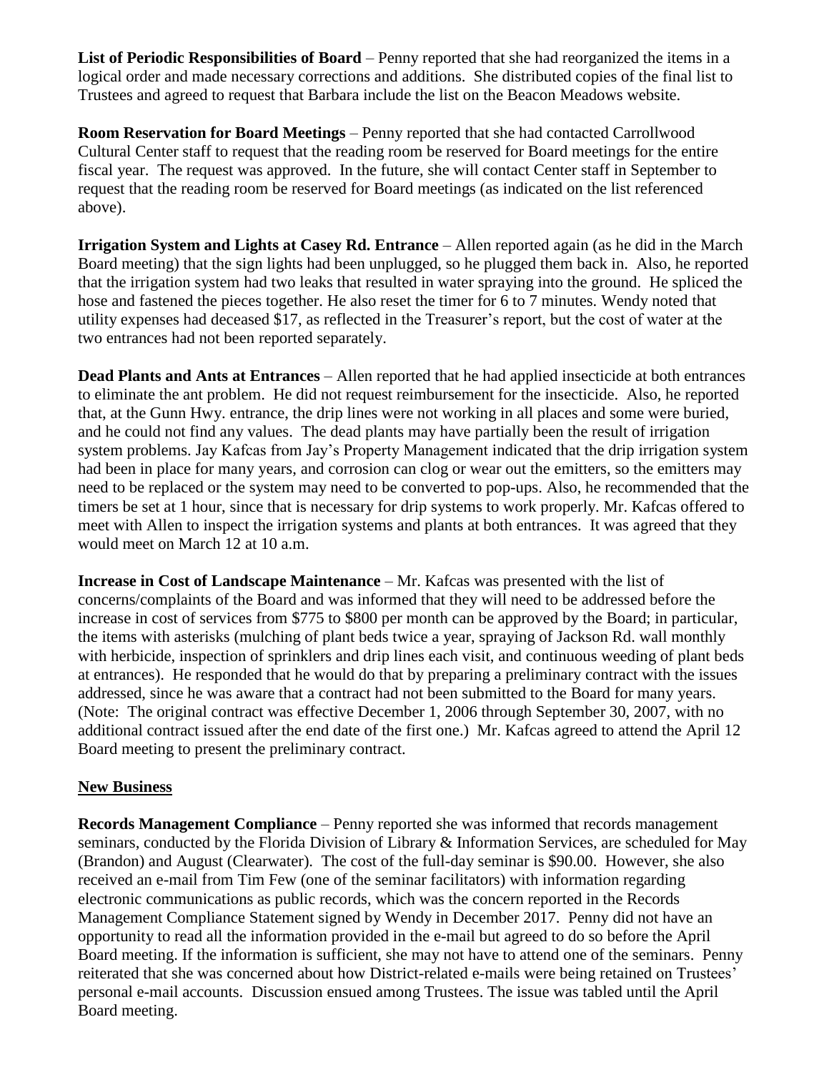**List of Periodic Responsibilities of Board** – Penny reported that she had reorganized the items in a logical order and made necessary corrections and additions. She distributed copies of the final list to Trustees and agreed to request that Barbara include the list on the Beacon Meadows website.

**Room Reservation for Board Meetings** – Penny reported that she had contacted Carrollwood Cultural Center staff to request that the reading room be reserved for Board meetings for the entire fiscal year. The request was approved. In the future, she will contact Center staff in September to request that the reading room be reserved for Board meetings (as indicated on the list referenced above).

**Irrigation System and Lights at Casey Rd. Entrance** – Allen reported again (as he did in the March Board meeting) that the sign lights had been unplugged, so he plugged them back in. Also, he reported that the irrigation system had two leaks that resulted in water spraying into the ground. He spliced the hose and fastened the pieces together. He also reset the timer for 6 to 7 minutes. Wendy noted that utility expenses had deceased $17, as reflected in the Treasurer's report, but the cost of water at the two entrances had not been reported separately.

**Dead Plants and Ants at Entrances** – Allen reported that he had applied insecticide at both entrances to eliminate the ant problem. He did not request reimbursement for the insecticide. Also, he reported that, at the Gunn Hwy. entrance, the drip lines were not working in all places and some were buried, and he could not find any values. The dead plants may have partially been the result of irrigation system problems. Jay Kafcas from Jay's Property Management indicated that the drip irrigation system had been in place for many years, and corrosion can clog or wear out the emitters, so the emitters may need to be replaced or the system may need to be converted to pop-ups. Also, he recommended that the timers be set at 1 hour, since that is necessary for drip systems to work properly. Mr. Kafcas offered to meet with Allen to inspect the irrigation systems and plants at both entrances. It was agreed that they would meet on March 12 at 10 a.m.

**Increase in Cost of Landscape Maintenance** – Mr. Kafcas was presented with the list of concerns/complaints of the Board and was informed that they will need to be addressed before the increase in cost of services from $775 to $800 per month can be approved by the Board; in particular, the items with asterisks (mulching of plant beds twice a year, spraying of Jackson Rd. wall monthly with herbicide, inspection of sprinklers and drip lines each visit, and continuous weeding of plant beds at entrances). He responded that he would do that by preparing a preliminary contract with the issues addressed, since he was aware that a contract had not been submitted to the Board for many years. (Note: The original contract was effective December 1, 2006 through September 30, 2007, with no additional contract issued after the end date of the first one.) Mr. Kafcas agreed to attend the April 12 Board meeting to present the preliminary contract.

## New Business

**Records Management Compliance** – Penny reported she was informed that records management seminars, conducted by the Florida Division of Library & Information Services, are scheduled for May (Brandon) and August (Clearwater). The cost of the full-day seminar is $90.00. However, she also received an e-mail from Tim Few (one of the seminar facilitators) with information regarding electronic communications as public records, which was the concern reported in the Records Management Compliance Statement signed by Wendy in December 2017. Penny did not have an opportunity to read all the information provided in the e-mail but agreed to do so before the April Board meeting. If the information is sufficient, she may not have to attend one of the seminars. Penny reiterated that she was concerned about how District-related e-mails were being retained on Trustees' personal e-mail accounts. Discussion ensued among Trustees. The issue was tabled until the April Board meeting.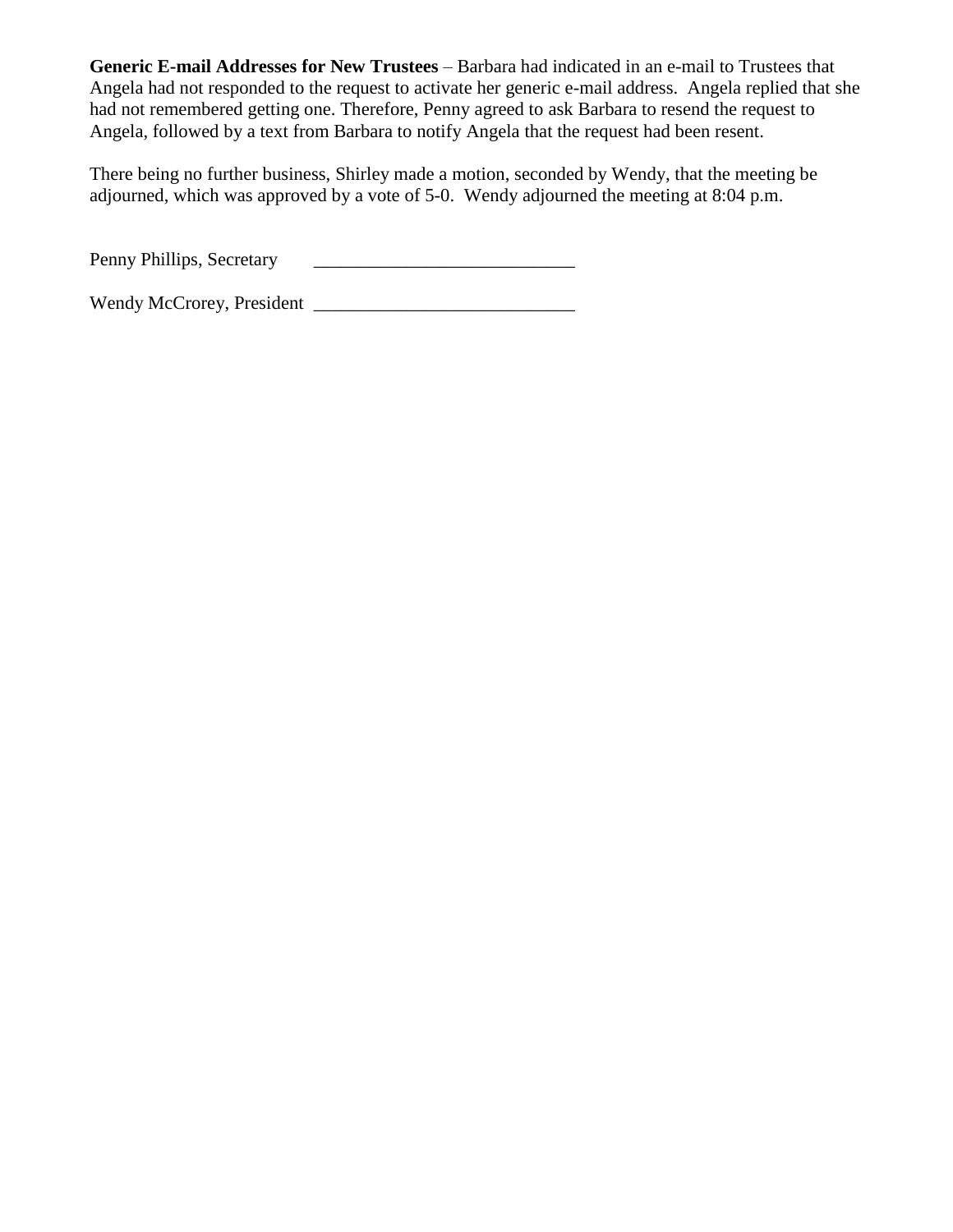**Generic E-mail Addresses for New Trustees** – Barbara had indicated in an e-mail to Trustees that Angela had not responded to the request to activate her generic e-mail address. Angela replied that she had not remembered getting one. Therefore, Penny agreed to ask Barbara to resend the request to Angela, followed by a text from Barbara to notify Angela that the request had been resent.

There being no further business, Shirley made a motion, seconded by Wendy, that the meeting be adjourned, which was approved by a vote of 5-0. Wendy adjourned the meeting at 8:04 p.m.

Penny Phillips, Secretary ____________________________

Wendy McCrorey, President ____________________________